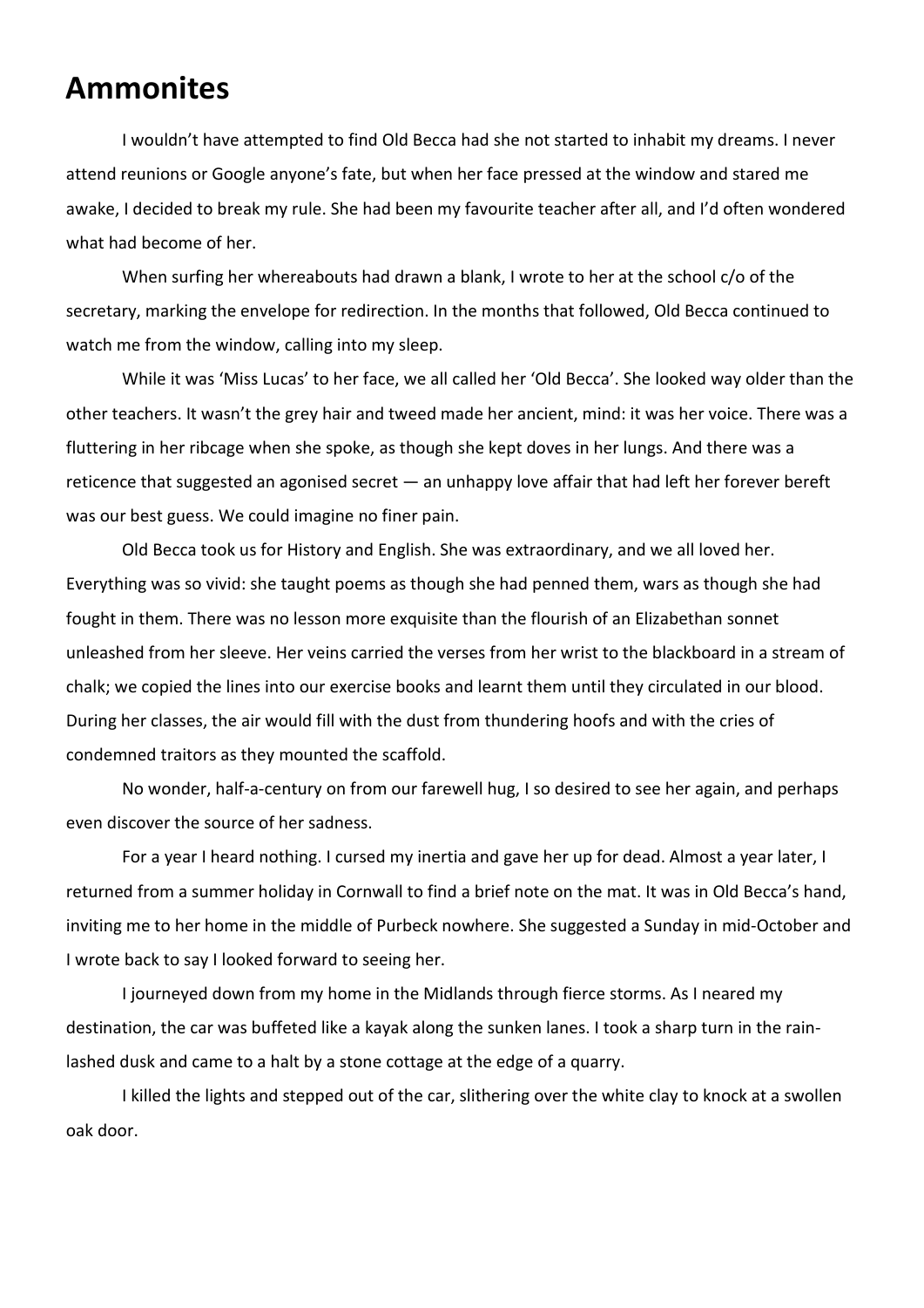# Ammonites

I wouldn't have attempted to find Old Becca had she not started to inhabit my dreams. I never attend reunions or Google anyone's fate, but when her face pressed at the window and stared me awake, I decided to break my rule. She had been my favourite teacher after all, and I'd often wondered what had become of her.

When surfing her whereabouts had drawn a blank, I wrote to her at the school c/o of the secretary, marking the envelope for redirection. In the months that followed, Old Becca continued to watch me from the window, calling into my sleep.

While it was 'Miss Lucas' to her face, we all called her 'Old Becca'. She looked way older than the other teachers. It wasn't the grey hair and tweed made her ancient, mind: it was her voice. There was a fluttering in her ribcage when she spoke, as though she kept doves in her lungs. And there was a reticence that suggested an agonised secret — an unhappy love affair that had left her forever bereft was our best guess. We could imagine no finer pain.

Old Becca took us for History and English. She was extraordinary, and we all loved her. Everything was so vivid: she taught poems as though she had penned them, wars as though she had fought in them. There was no lesson more exquisite than the flourish of an Elizabethan sonnet unleashed from her sleeve. Her veins carried the verses from her wrist to the blackboard in a stream of chalk; we copied the lines into our exercise books and learnt them until they circulated in our blood. During her classes, the air would fill with the dust from thundering hoofs and with the cries of condemned traitors as they mounted the scaffold.

No wonder, half-a-century on from our farewell hug, I so desired to see her again, and perhaps even discover the source of her sadness.

For a year I heard nothing. I cursed my inertia and gave her up for dead. Almost a year later, I returned from a summer holiday in Cornwall to find a brief note on the mat. It was in Old Becca's hand, inviting me to her home in the middle of Purbeck nowhere. She suggested a Sunday in mid-October and I wrote back to say I looked forward to seeing her.

I journeyed down from my home in the Midlands through fierce storms. As I neared my destination, the car was buffeted like a kayak along the sunken lanes. I took a sharp turn in the rain-lashed dusk and came to a halt by a stone cottage at the edge of a quarry.

I killed the lights and stepped out of the car, slithering over the white clay to knock at a swollen oak door.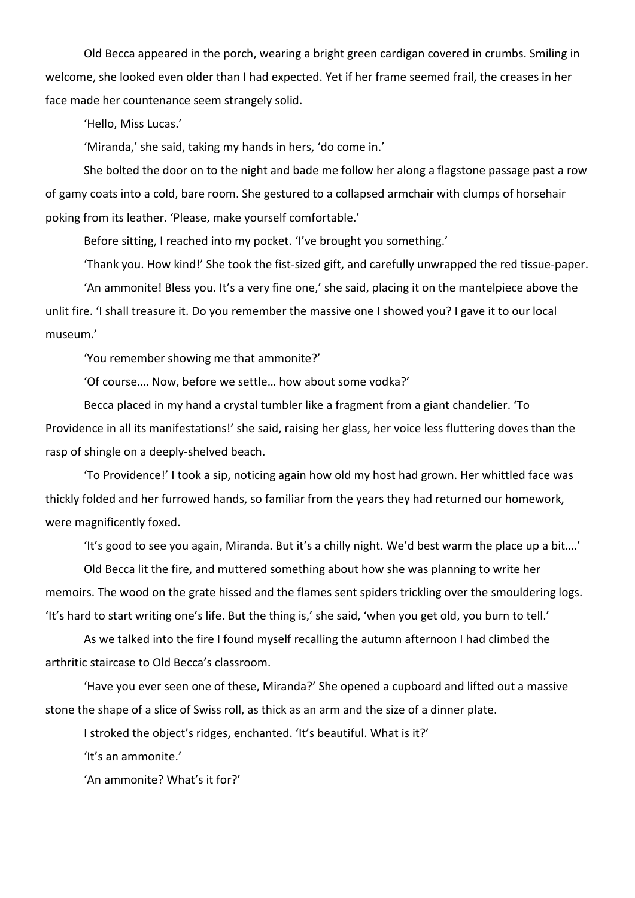Old Becca appeared in the porch, wearing a bright green cardigan covered in crumbs. Smiling in welcome, she looked even older than I had expected. Yet if her frame seemed frail, the creases in her face made her countenance seem strangely solid.

'Hello, Miss Lucas.'

'Miranda,' she said, taking my hands in hers, 'do come in.'

She bolted the door on to the night and bade me follow her along a flagstone passage past a row of gamy coats into a cold, bare room. She gestured to a collapsed armchair with clumps of horsehair poking from its leather. 'Please, make yourself comfortable.'

Before sitting, I reached into my pocket. 'I've brought you something.'

'Thank you. How kind!' She took the fist-sized gift, and carefully unwrapped the red tissue-paper.

'An ammonite! Bless you. It's a very fine one,' she said, placing it on the mantelpiece above the unlit fire. 'I shall treasure it. Do you remember the massive one I showed you? I gave it to our local museum.'

'You remember showing me that ammonite?'

'Of course…. Now, before we settle… how about some vodka?'

Becca placed in my hand a crystal tumbler like a fragment from a giant chandelier. 'To Providence in all its manifestations!' she said, raising her glass, her voice less fluttering doves than the rasp of shingle on a deeply-shelved beach.

'To Providence!' I took a sip, noticing again how old my host had grown. Her whittled face was thickly folded and her furrowed hands, so familiar from the years they had returned our homework, were magnificently foxed.

'It's good to see you again, Miranda. But it's a chilly night. We'd best warm the place up a bit….'

Old Becca lit the fire, and muttered something about how she was planning to write her memoirs. The wood on the grate hissed and the flames sent spiders trickling over the smouldering logs. 'It's hard to start writing one's life. But the thing is,' she said, 'when you get old, you burn to tell.'

As we talked into the fire I found myself recalling the autumn afternoon I had climbed the arthritic staircase to Old Becca's classroom.

'Have you ever seen one of these, Miranda?' She opened a cupboard and lifted out a massive stone the shape of a slice of Swiss roll, as thick as an arm and the size of a dinner plate.

I stroked the object's ridges, enchanted. 'It's beautiful. What is it?'

'It's an ammonite.'

'An ammonite? What's it for?'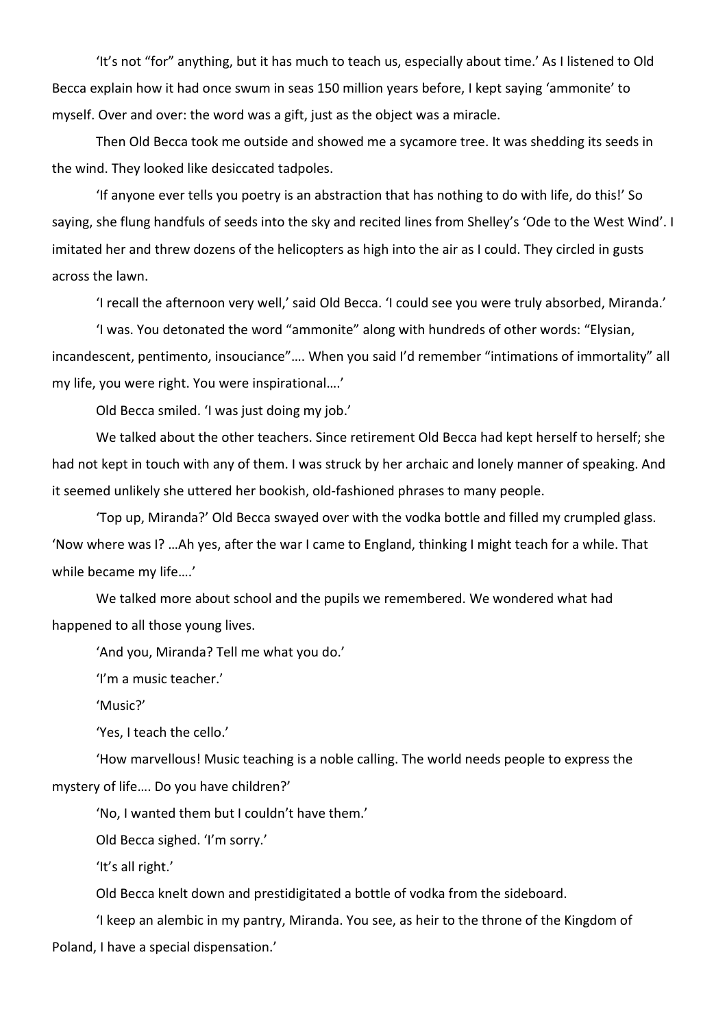'It's not "for" anything, but it has much to teach us, especially about time.' As I listened to Old Becca explain how it had once swum in seas 150 million years before, I kept saying 'ammonite' to myself. Over and over: the word was a gift, just as the object was a miracle.

Then Old Becca took me outside and showed me a sycamore tree. It was shedding its seeds in the wind. They looked like desiccated tadpoles.

'If anyone ever tells you poetry is an abstraction that has nothing to do with life, do this!' So saying, she flung handfuls of seeds into the sky and recited lines from Shelley's 'Ode to the West Wind'. I imitated her and threw dozens of the helicopters as high into the air as I could. They circled in gusts across the lawn.

'I recall the afternoon very well,' said Old Becca. 'I could see you were truly absorbed, Miranda.'

'I was. You detonated the word "ammonite" along with hundreds of other words: "Elysian, incandescent, pentimento, insouciance"…. When you said I'd remember "intimations of immortality" all my life, you were right. You were inspirational….'

Old Becca smiled. 'I was just doing my job.'

We talked about the other teachers. Since retirement Old Becca had kept herself to herself; she had not kept in touch with any of them. I was struck by her archaic and lonely manner of speaking. And it seemed unlikely she uttered her bookish, old-fashioned phrases to many people.

'Top up, Miranda?' Old Becca swayed over with the vodka bottle and filled my crumpled glass. 'Now where was I? …Ah yes, after the war I came to England, thinking I might teach for a while. That while became my life….'

We talked more about school and the pupils we remembered. We wondered what had happened to all those young lives.

'And you, Miranda? Tell me what you do.'

'I'm a music teacher.'

'Music?'

'Yes, I teach the cello.'

'How marvellous! Music teaching is a noble calling. The world needs people to express the mystery of life…. Do you have children?'

'No, I wanted them but I couldn't have them.'

Old Becca sighed. 'I'm sorry.'

'It's all right.'

Old Becca knelt down and prestidigitated a bottle of vodka from the sideboard.

'I keep an alembic in my pantry, Miranda. You see, as heir to the throne of the Kingdom of Poland, I have a special dispensation.'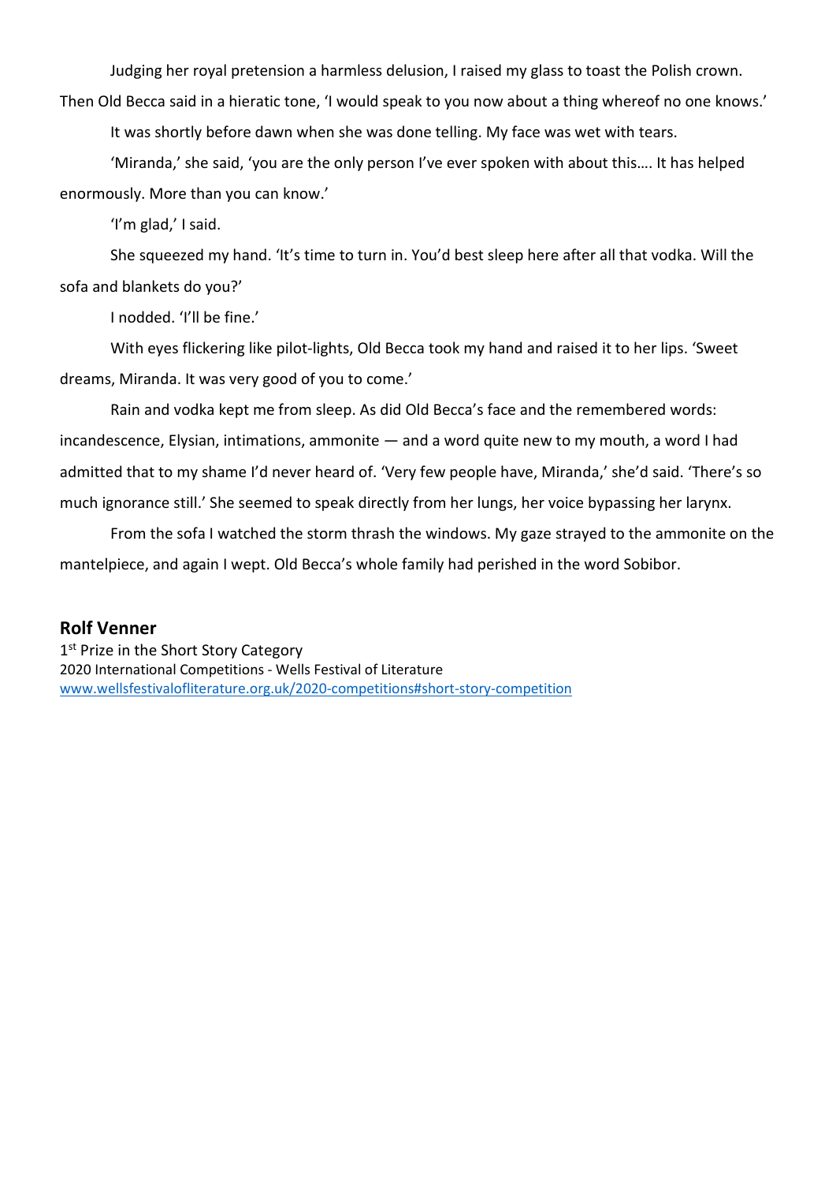Judging her royal pretension a harmless delusion, I raised my glass to toast the Polish crown. Then Old Becca said in a hieratic tone, 'I would speak to you now about a thing whereof no one knows.'

It was shortly before dawn when she was done telling. My face was wet with tears.

'Miranda,' she said, 'you are the only person I've ever spoken with about this…. It has helped enormously. More than you can know.'

'I'm glad,' I said.

She squeezed my hand. 'It's time to turn in. You'd best sleep here after all that vodka. Will the sofa and blankets do you?'

I nodded. 'I'll be fine.'

With eyes flickering like pilot-lights, Old Becca took my hand and raised it to her lips. 'Sweet dreams, Miranda. It was very good of you to come.'

Rain and vodka kept me from sleep. As did Old Becca's face and the remembered words: incandescence, Elysian, intimations, ammonite — and a word quite new to my mouth, a word I had admitted that to my shame I'd never heard of. 'Very few people have, Miranda,' she'd said. 'There's so much ignorance still.' She seemed to speak directly from her lungs, her voice bypassing her larynx.

From the sofa I watched the storm thrash the windows. My gaze strayed to the ammonite on the mantelpiece, and again I wept. Old Becca's whole family had perished in the word Sobibor.

**Rolf Venner**
1st Prize in the Short Story Category
2020 International Competitions - Wells Festival of Literature
www.wellsfestivalofliterature.org.uk/2020-competitions#short-story-competition